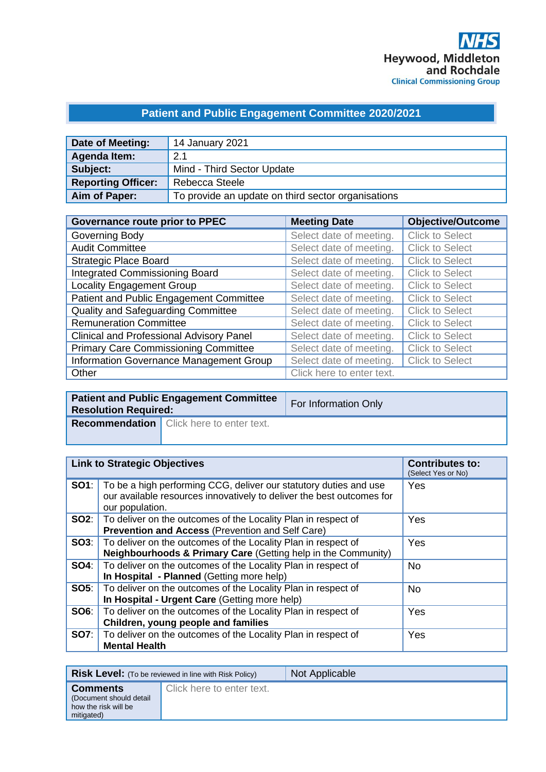**NHS**
**Heywood, Middleton and Rochdale**
**Clinical Commissioning Group**

## Patient and Public Engagement Committee 2020/2021

| | |
|---|---|
| **Date of Meeting:** | 14 January 2021 |
| **Agenda Item:** | 2.1 |
| **Subject:** | Mind - Third Sector Update |
| **Reporting Officer:** | Rebecca Steele |
| **Aim of Paper:** | To provide an update on third sector organisations |

| Governance route prior to PPEC | Meeting Date | Objective/Outcome |
|---|---|---|
| Governing Body | Select date of meeting. | Click to Select |
| Audit Committee | Select date of meeting. | Click to Select |
| Strategic Place Board | Select date of meeting. | Click to Select |
| Integrated Commissioning Board | Select date of meeting. | Click to Select |
| Locality Engagement Group | Select date of meeting. | Click to Select |
| Patient and Public Engagement Committee | Select date of meeting. | Click to Select |
| Quality and Safeguarding Committee | Select date of meeting. | Click to Select |
| Remuneration Committee | Select date of meeting. | Click to Select |
| Clinical and Professional Advisory Panel | Select date of meeting. | Click to Select |
| Primary Care Commissioning Committee | Select date of meeting. | Click to Select |
| Information Governance Management Group | Select date of meeting. | Click to Select |
| Other | Click here to enter text. | |

| | |
|---|---|
| **Patient and Public Engagement Committee Resolution Required:** | For Information Only |
| **Recommendation** | Click here to enter text. |

| Link to Strategic Objectives | | Contributes to: (Select Yes or No) |
|---|---|---|
| **SO1**: | To be a high performing CCG, deliver our statutory duties and use our available resources innovatively to deliver the best outcomes for our population. | Yes |
| **SO2**: | To deliver on the outcomes of the Locality Plan in respect of **Prevention and Access** (Prevention and Self Care) | Yes |
| **SO3**: | To deliver on the outcomes of the Locality Plan in respect of **Neighbourhoods & Primary Care** (Getting help in the Community) | Yes |
| **SO4**: | To deliver on the outcomes of the Locality Plan in respect of **In Hospital - Planned** (Getting more help) | No |
| **SO5**: | To deliver on the outcomes of the Locality Plan in respect of **In Hospital - Urgent Care** (Getting more help) | No |
| **SO6**: | To deliver on the outcomes of the Locality Plan in respect of **Children, young people and families** | Yes |
| **SO7**: | To deliver on the outcomes of the Locality Plan in respect of **Mental Health** | Yes |

| | |
|---|---|
| **Risk Level:** (To be reviewed in line with Risk Policy) | Not Applicable |
| **Comments** (Document should detail how the risk will be mitigated) | Click here to enter text. |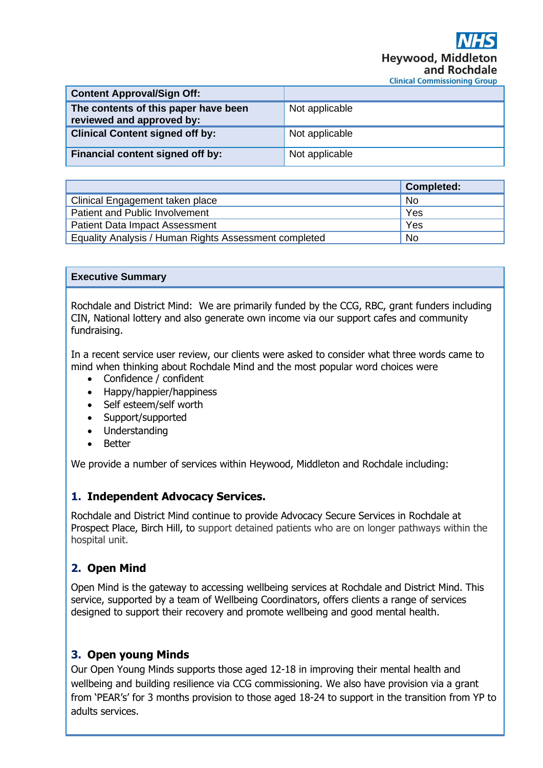| Content Approval/Sign Off: | |
|---|---|
| The contents of this paper have been reviewed and approved by: | Not applicable |
| Clinical Content signed off by: | Not applicable |
| Financial content signed off by: | Not applicable |

| | Completed: |
|---|---|
| Clinical Engagement taken place | No |
| Patient and Public Involvement | Yes |
| Patient Data Impact Assessment | Yes |
| Equality Analysis / Human Rights Assessment completed | No |

**Executive Summary**

Rochdale and District Mind: We are primarily funded by the CCG, RBC, grant funders including CIN, National lottery and also generate own income via our support cafes and community fundraising.

In a recent service user review, our clients were asked to consider what three words came to mind when thinking about Rochdale Mind and the most popular word choices were

- Confidence / confident
- Happy/happier/happiness
- Self esteem/self worth
- Support/supported
- Understanding
- Better

We provide a number of services within Heywood, Middleton and Rochdale including:

## 1. Independent Advocacy Services.

Rochdale and District Mind continue to provide Advocacy Secure Services in Rochdale at Prospect Place, Birch Hill, to support detained patients who are on longer pathways within the hospital unit.

## 2. Open Mind

Open Mind is the gateway to accessing wellbeing services at Rochdale and District Mind. This service, supported by a team of Wellbeing Coordinators, offers clients a range of services designed to support their recovery and promote wellbeing and good mental health.

## 3. Open young Minds

Our Open Young Minds supports those aged 12-18 in improving their mental health and wellbeing and building resilience via CCG commissioning. We also have provision via a grant from 'PEAR's' for 3 months provision to those aged 18-24 to support in the transition from YP to adults services.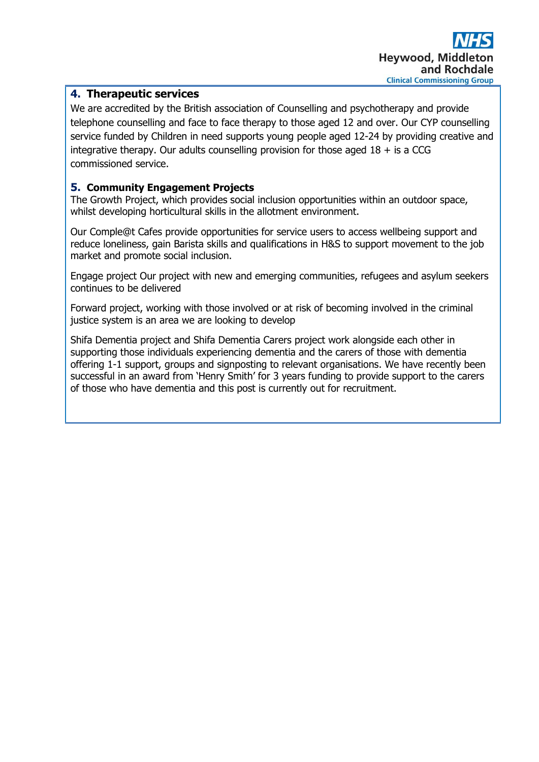## 4. Therapeutic services

We are accredited by the British association of Counselling and psychotherapy and provide telephone counselling and face to face therapy to those aged 12 and over. Our CYP counselling service funded by Children in need supports young people aged 12-24 by providing creative and integrative therapy. Our adults counselling provision for those aged 18 + is a CCG commissioned service.

## 5. Community Engagement Projects

The Growth Project, which provides social inclusion opportunities within an outdoor space, whilst developing horticultural skills in the allotment environment.

Our Comple@t Cafes provide opportunities for service users to access wellbeing support and reduce loneliness, gain Barista skills and qualifications in H&S to support movement to the job market and promote social inclusion.

Engage project Our project with new and emerging communities, refugees and asylum seekers continues to be delivered

Forward project, working with those involved or at risk of becoming involved in the criminal justice system is an area we are looking to develop

Shifa Dementia project and Shifa Dementia Carers project work alongside each other in supporting those individuals experiencing dementia and the carers of those with dementia offering 1-1 support, groups and signposting to relevant organisations. We have recently been successful in an award from 'Henry Smith' for 3 years funding to provide support to the carers of those who have dementia and this post is currently out for recruitment.